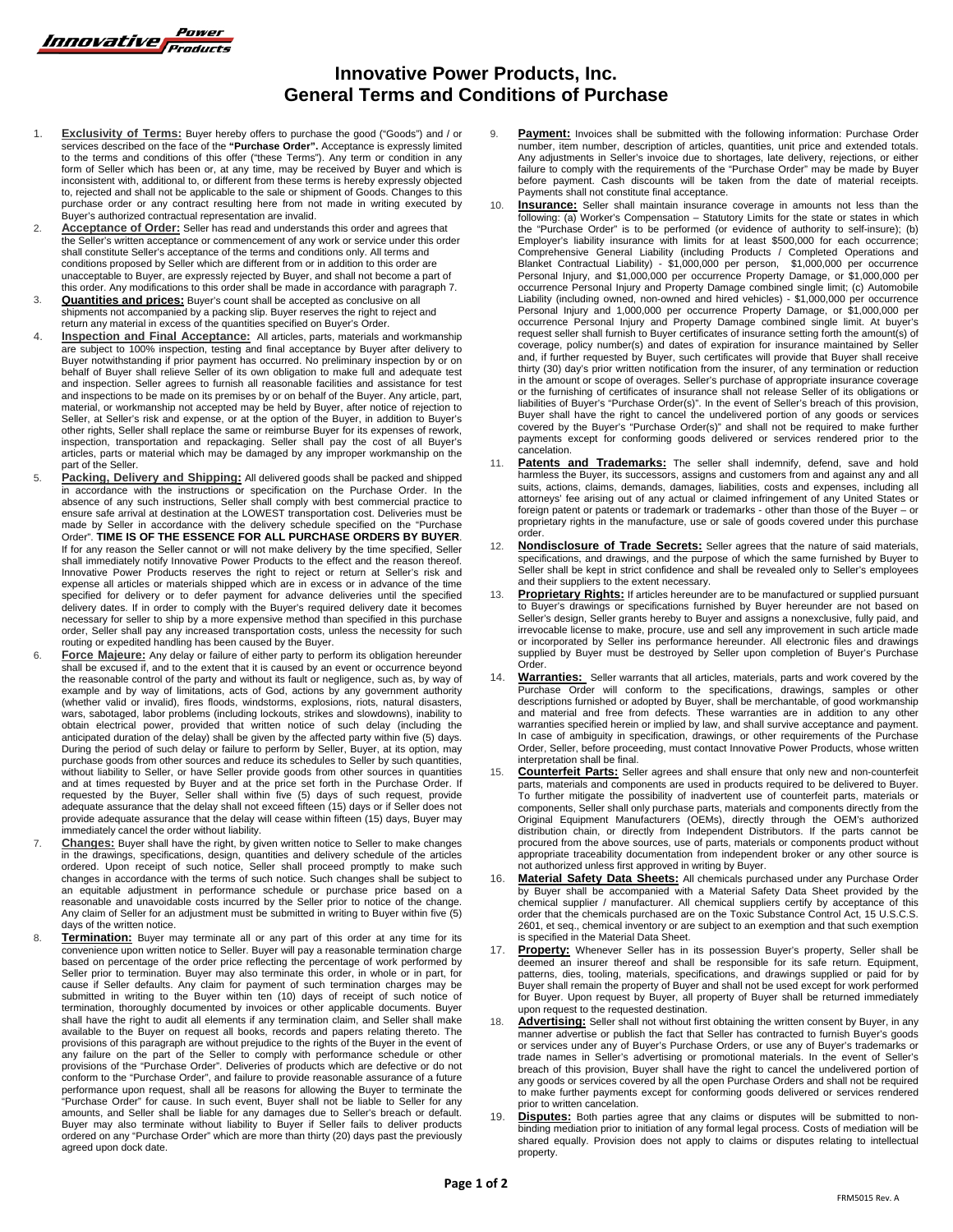# Innovative Power Products, Inc.
# General Terms and Conditions of Purchase

1. **Exclusivity of Terms:** Buyer hereby offers to purchase the good ("Goods") and / or services described on the face of the **"Purchase Order".** Acceptance is expressly limited to the terms and conditions of this offer ("these Terms"). Any term or condition in any form of Seller which has been or, at any time, may be received by Buyer and which is inconsistent with, additional to, or different from these terms is hereby expressly objected to, rejected and shall not be applicable to the sale or shipment of Goods. Changes to this purchase order or any contract resulting here from not made in writing executed by Buyer's authorized contractual representation are invalid.

2. **Acceptance of Order:** Seller has read and understands this order and agrees that the Seller's written acceptance or commencement of any work or service under this order shall constitute Seller's acceptance of the terms and conditions only. All terms and conditions proposed by Seller which are different from or in addition to this order are unacceptable to Buyer, are expressly rejected by Buyer, and shall not become a part of this order. Any modifications to this order shall be made in accordance with paragraph 7.

3. **Quantities and prices:** Buyer's count shall be accepted as conclusive on all shipments not accompanied by a packing slip. Buyer reserves the right to reject and return any material in excess of the quantities specified on Buyer's Order.

4. **Inspection and Final Acceptance:** All articles, parts, materials and workmanship are subject to 100% inspection, testing and final acceptance by Buyer after delivery to Buyer notwithstanding if prior payment has occurred. No preliminary inspection by or on behalf of Buyer shall relieve Seller of its own obligation to make full and adequate test and inspection. Seller agrees to furnish all reasonable facilities and assistance for test and inspections to be made on its premises by or on behalf of the Buyer. Any article, part, material, or workmanship not accepted may be held by Buyer, after notice of rejection to Seller, at Seller's risk and expense, or at the option of the Buyer, in addition to Buyer's other rights, Seller shall replace the same or reimburse Buyer for its expenses of rework, inspection, transportation and repackaging. Seller shall pay the cost of all Buyer's articles, parts or material which may be damaged by any improper workmanship on the part of the Seller.

5. **Packing, Delivery and Shipping:** All delivered goods shall be packed and shipped in accordance with the instructions or specification on the Purchase Order. In the absence of any such instructions, Seller shall comply with best commercial practice to ensure safe arrival at destination at the LOWEST transportation cost. Deliveries must be made by Seller in accordance with the delivery schedule specified on the "Purchase Order". **TIME IS OF THE ESSENCE FOR ALL PURCHASE ORDERS BY BUYER**. If for any reason the Seller cannot or will not make delivery by the time specified, Seller shall immediately notify Innovative Power Products to the effect and the reason thereof. Innovative Power Products reserves the right to reject or return at Seller's risk and expense all articles or materials shipped which are in excess or in advance of the time specified for delivery or to defer payment for advance deliveries until the specified delivery dates. If in order to comply with the Buyer's required delivery date it becomes necessary for seller to ship by a more expensive method than specified in this purchase order, Seller shall pay any increased transportation costs, unless the necessity for such routing or expedited handling has been caused by the Buyer.

6. **Force Majeure:** Any delay or failure of either party to perform its obligation hereunder shall be excused if, and to the extent that it is caused by an event or occurrence beyond the reasonable control of the party and without its fault or negligence, such as, by way of example and by way of limitations, acts of God, actions by any government authority (whether valid or invalid), fires floods, windstorms, explosions, riots, natural disasters, wars, sabotaged, labor problems (including lockouts, strikes and slowdowns), inability to obtain electrical power, provided that written notice of such delay (including the anticipated duration of the delay) shall be given by the affected party within five (5) days. During the period of such delay or failure to perform by Seller, Buyer, at its option, may purchase goods from other sources and reduce its schedules to Seller by such quantities, without liability to Seller, or have Seller provide goods from other sources in quantities and at times requested by Buyer and at the price set forth in the Purchase Order. If requested by the Buyer, Seller shall within five (5) days of such request, provide adequate assurance that the delay shall not exceed fifteen (15) days or if Seller does not provide adequate assurance that the delay will cease within fifteen (15) days, Buyer may immediately cancel the order without liability.

7. **Changes:** Buyer shall have the right, by given written notice to Seller to make changes in the drawings, specifications, design, quantities and delivery schedule of the articles ordered. Upon receipt of such notice, Seller shall proceed promptly to make such changes in accordance with the terms of such notice. Such changes shall be subject to an equitable adjustment in performance schedule or purchase price based on a reasonable and unavoidable costs incurred by the Seller prior to notice of the change. Any claim of Seller for an adjustment must be submitted in writing to Buyer within five (5) days of the written notice.

8. **Termination:** Buyer may terminate all or any part of this order at any time for its convenience upon written notice to Seller. Buyer will pay a reasonable termination charge based on percentage of the order price reflecting the percentage of work performed by Seller prior to termination. Buyer may also terminate this order, in whole or in part, for cause if Seller defaults. Any claim for payment of such termination charges may be submitted in writing to the Buyer within ten (10) days of receipt of such notice of termination, thoroughly documented by invoices or other applicable documents. Buyer shall have the right to audit all elements if any termination claim, and Seller shall make available to the Buyer on request all books, records and papers relating thereto. The provisions of this paragraph are without prejudice to the rights of the Buyer in the event of any failure on the part of the Seller to comply with performance schedule or other provisions of the "Purchase Order". Deliveries of products which are defective or do not conform to the "Purchase Order", and failure to provide reasonable assurance of a future performance upon request, shall all be reasons for allowing the Buyer to terminate the "Purchase Order" for cause. In such event, Buyer shall not be liable to Seller for any amounts, and Seller shall be liable for any damages due to Seller's breach or default. Buyer may also terminate without liability to Buyer if Seller fails to deliver products ordered on any "Purchase Order" which are more than thirty (20) days past the previously agreed upon dock date.

9. **Payment:** Invoices shall be submitted with the following information: Purchase Order number, item number, description of articles, quantities, unit price and extended totals. Any adjustments in Seller's invoice due to shortages, late delivery, rejections, or either failure to comply with the requirements of the "Purchase Order" may be made by Buyer before payment. Cash discounts will be taken from the date of material receipts. Payments shall not constitute final acceptance.

10. **Insurance:** Seller shall maintain insurance coverage in amounts not less than the following: (a) Worker's Compensation – Statutory Limits for the state or states in which the "Purchase Order" is to be performed (or evidence of authority to self-insure); (b) Employer's liability insurance with limits for at least $500,000 for each occurrence; Comprehensive General Liability (including Products / Completed Operations and Blanket Contractual Liability) - $1,000,000 per person, $1,000,000 per occurrence Personal Injury, and $1,000,000 per occurrence Property Damage, or $1,000,000 per occurrence Personal Injury and Property Damage combined single limit; (c) Automobile Liability (including owned, non-owned and hired vehicles) - $1,000,000 per occurrence Personal Injury and 1,000,000 per occurrence Property Damage, or $1,000,000 per occurrence Personal Injury and Property Damage combined single limit. At buyer's request seller shall furnish to Buyer certificates of insurance setting forth the amount(s) of coverage, policy number(s) and dates of expiration for insurance maintained by Seller and, if further requested by Buyer, such certificates will provide that Buyer shall receive thirty (30) day's prior written notification from the insurer, of any termination or reduction in the amount or scope of overages. Seller's purchase of appropriate insurance coverage or the furnishing of certificates of insurance shall not release Seller of its obligations or liabilities of Buyer's "Purchase Order(s)". In the event of Seller's breach of this provision, Buyer shall have the right to cancel the undelivered portion of any goods or services covered by the Buyer's "Purchase Order(s)" and shall not be required to make further payments except for conforming goods delivered or services rendered prior to the cancelation.

11. **Patents and Trademarks:** The seller shall indemnify, defend, save and hold harmless the Buyer, its successors, assigns and customers from and against any and all suits, actions, claims, demands, damages, liabilities, costs and expenses, including all attorneys' fee arising out of any actual or claimed infringement of any United States or foreign patent or patents or trademark or trademarks - other than those of the Buyer – or proprietary rights in the manufacture, use or sale of goods covered under this purchase order.

12. **Nondisclosure of Trade Secrets:** Seller agrees that the nature of said materials, specifications, and drawings, and the purpose of which the same furnished by Buyer to Seller shall be kept in strict confidence and shall be revealed only to Seller's employees and their suppliers to the extent necessary.

13. **Proprietary Rights:** If articles hereunder are to be manufactured or supplied pursuant to Buyer's drawings or specifications furnished by Buyer hereunder are not based on Seller's design, Seller grants hereby to Buyer and assigns a nonexclusive, fully paid, and irrevocable license to make, procure, use and sell any improvement in such article made or incorporated by Seller in its performance hereunder. All electronic files and drawings supplied by Buyer must be destroyed by Seller upon completion of Buyer's Purchase Order.

14. **Warranties:** Seller warrants that all articles, materials, parts and work covered by the Purchase Order will conform to the specifications, drawings, samples or other descriptions furnished or adopted by Buyer, shall be merchantable, of good workmanship and material and free from defects. These warranties are in addition to any other warranties specified herein or implied by law, and shall survive acceptance and payment. In case of ambiguity in specification, drawings, or other requirements of the Purchase Order, Seller, before proceeding, must contact Innovative Power Products, whose written interpretation shall be final.

15. **Counterfeit Parts:** Seller agrees and shall ensure that only new and non-counterfeit parts, materials and components are used in products required to be delivered to Buyer. To further mitigate the possibility of inadvertent use of counterfeit parts, materials or components, Seller shall only purchase parts, materials and components directly from the Original Equipment Manufacturers (OEMs), directly through the OEM's authorized distribution chain, or directly from Independent Distributors. If the parts cannot be procured from the above sources, use of parts, materials or components product without appropriate traceability documentation from independent broker or any other source is not authorized unless first approved in writing by Buyer.

16. **Material Safety Data Sheets:** All chemicals purchased under any Purchase Order by Buyer shall be accompanied with a Material Safety Data Sheet provided by the chemical supplier / manufacturer. All chemical suppliers certify by acceptance of this order that the chemicals purchased are on the Toxic Substance Control Act, 15 U.S.C.S. 2601, et seq., chemical inventory or are subject to an exemption and that such exemption is specified in the Material Data Sheet.

17. **Property:** Whenever Seller has in its possession Buyer's property, Seller shall be deemed an insurer thereof and shall be responsible for its safe return. Equipment, patterns, dies, tooling, materials, specifications, and drawings supplied or paid for by Buyer shall remain the property of Buyer and shall not be used except for work performed for Buyer. Upon request by Buyer, all property of Buyer shall be returned immediately upon request to the requested destination.

18. **Advertising:** Seller shall not without first obtaining the written consent by Buyer, in any manner advertise or publish the fact that Seller has contracted to furnish Buyer's goods or services under any of Buyer's Purchase Orders, or use any of Buyer's trademarks or trade names in Seller's advertising or promotional materials. In the event of Seller's breach of this provision, Buyer shall have the right to cancel the undelivered portion of any goods or services covered by all the open Purchase Orders and shall not be required to make further payments except for conforming goods delivered or services rendered prior to written cancelation.

19. **Disputes:** Both parties agree that any claims or disputes will be submitted to non-binding mediation prior to initiation of any formal legal process. Costs of mediation will be shared equally. Provision does not apply to claims or disputes relating to intellectual property.

FRM5015 Rev. A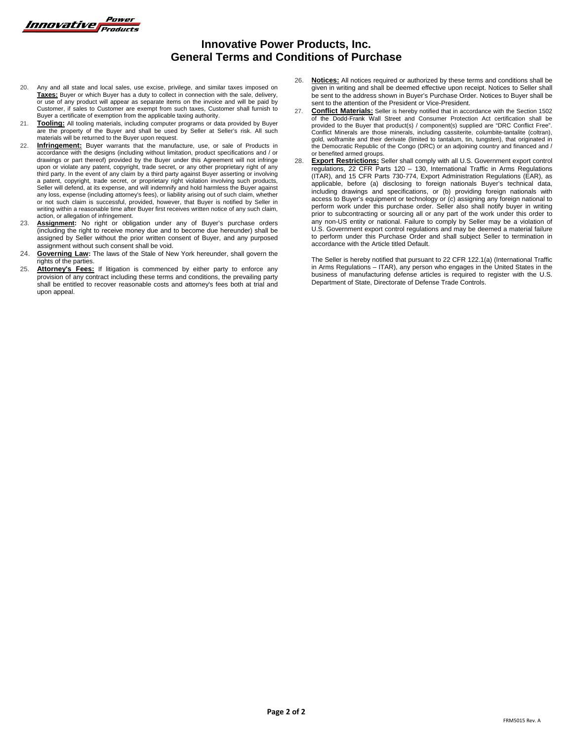# Innovative Power Products, Inc.
# General Terms and Conditions of Purchase

20. Any and all state and local sales, use excise, privilege, and similar taxes imposed on **Taxes:** Buyer or which Buyer has a duty to collect in connection with the sale, delivery, or use of any product will appear as separate items on the invoice and will be paid by Customer, if sales to Customer are exempt from such taxes, Customer shall furnish to Buyer a certificate of exemption from the applicable taxing authority.
21. **Tooling:** All tooling materials, including computer programs or data provided by Buyer are the property of the Buyer and shall be used by Seller at Seller's risk. All such materials will be returned to the Buyer upon request.
22. **Infringement:** Buyer warrants that the manufacture, use, or sale of Products in accordance with the designs (including without limitation, product specifications and / or drawings or part thereof) provided by the Buyer under this Agreement will not infringe upon or violate any patent, copyright, trade secret, or any other proprietary right of any third party. In the event of any claim by a third party against Buyer asserting or involving a patent, copyright, trade secret, or proprietary right violation involving such products, Seller will defend, at its expense, and will indemnify and hold harmless the Buyer against any loss, expense (including attorney's fees), or liability arising out of such claim, whether or not such claim is successful, provided, however, that Buyer is notified by Seller in writing within a reasonable time after Buyer first receives written notice of any such claim, action, or allegation of infringement.
23. **Assignment:** No right or obligation under any of Buyer's purchase orders (including the right to receive money due and to become due hereunder) shall be assigned by Seller without the prior written consent of Buyer, and any purposed assignment without such consent shall be void.
24. **Governing Law:** The laws of the Stale of New York hereunder, shall govern the rights of the parties.
25. **Attorney's Fees:** If litigation is commenced by either party to enforce any provision of any contract including these terms and conditions, the prevailing party shall be entitled to recover reasonable costs and attorney's fees both at trial and upon appeal.
26. **Notices:** All notices required or authorized by these terms and conditions shall be given in writing and shall be deemed effective upon receipt. Notices to Seller shall be sent to the address shown in Buyer's Purchase Order. Notices to Buyer shall be sent to the attention of the President or Vice-President.
27. **Conflict Materials:** Seller is hereby notified that in accordance with the Section 1502 of the Dodd-Frank Wall Street and Consumer Protection Act certification shall be provided to the Buyer that product(s) / component(s) supplied are "DRC Conflict Free". Conflict Minerals are those minerals, including cassiterite, columbite-tantalite (coltran), gold, wolframite and their derivate (limited to tantalum, tin, tungsten), that originated in the Democratic Republic of the Congo (DRC) or an adjoining country and financed and / or benefited armed groups.
28. **Export Restrictions:** Seller shall comply with all U.S. Government export control regulations, 22 CFR Parts 120 – 130, International Traffic in Arms Regulations (ITAR), and 15 CFR Parts 730-774, Export Administration Regulations (EAR), as applicable, before (a) disclosing to foreign nationals Buyer's technical data, including drawings and specifications, or (b) providing foreign nationals with access to Buyer's equipment or technology or (c) assigning any foreign national to perform work under this purchase order. Seller also shall notify buyer in writing prior to subcontracting or sourcing all or any part of the work under this order to any non-US entity or national. Failure to comply by Seller may be a violation of U.S. Government export control regulations and may be deemed a material failure to perform under this Purchase Order and shall subject Seller to termination in accordance with the Article titled Default.

    The Seller is hereby notified that pursuant to 22 CFR 122.1(a) (International Traffic in Arms Regulations – ITAR), any person who engages in the United States in the business of manufacturing defense articles is required to register with the U.S. Department of State, Directorate of Defense Trade Controls.

FRM5015 Rev. A